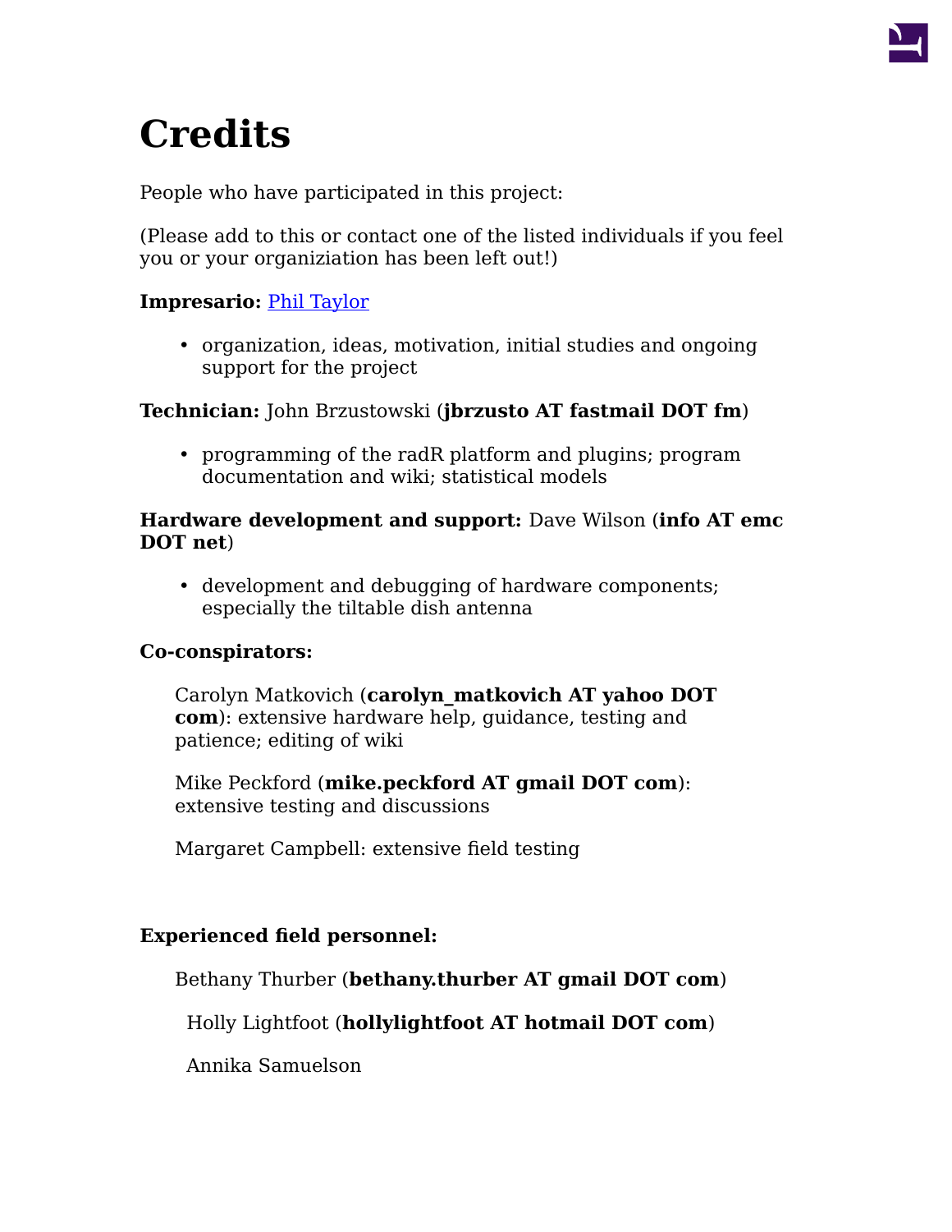# Credits

People who have participated in this project:

(Please add to this or contact one of the listed individuals if you feel you or your organiziation has been left out!)

**Impresario:** Phil Taylor

- organization, ideas, motivation, initial studies and ongoing support for the project

**Technician:** John Brzustowski (**jbrzusto AT fastmail DOT fm**)

- programming of the radR platform and plugins; program documentation and wiki; statistical models

**Hardware development and support:** Dave Wilson (**info AT emc DOT net**)

- development and debugging of hardware components; especially the tiltable dish antenna

**Co-conspirators:**

Carolyn Matkovich (**carolyn_matkovich AT yahoo DOT com**): extensive hardware help, guidance, testing and patience; editing of wiki

Mike Peckford (**mike.peckford AT gmail DOT com**): extensive testing and discussions

Margaret Campbell: extensive field testing

**Experienced field personnel:**

Bethany Thurber (**bethany.thurber AT gmail DOT com**)

Holly Lightfoot (**hollylightfoot AT hotmail DOT com**)

Annika Samuelson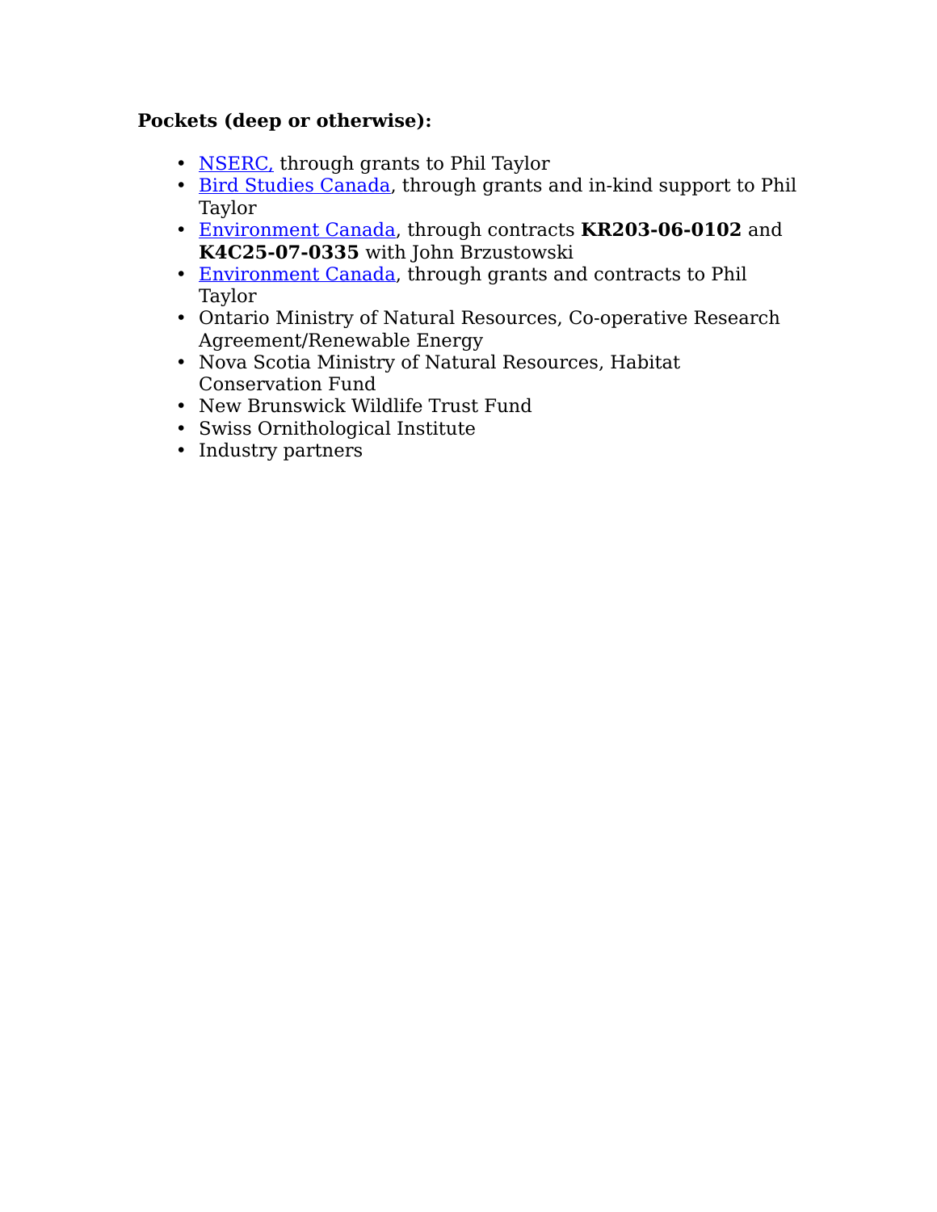**Pockets (deep or otherwise):**

- NSERC, through grants to Phil Taylor
- Bird Studies Canada, through grants and in-kind support to Phil Taylor
- Environment Canada, through contracts **KR203-06-0102** and **K4C25-07-0335** with John Brzustowski
- Environment Canada, through grants and contracts to Phil Taylor
- Ontario Ministry of Natural Resources, Co-operative Research Agreement/Renewable Energy
- Nova Scotia Ministry of Natural Resources, Habitat Conservation Fund
- New Brunswick Wildlife Trust Fund
- Swiss Ornithological Institute
- Industry partners